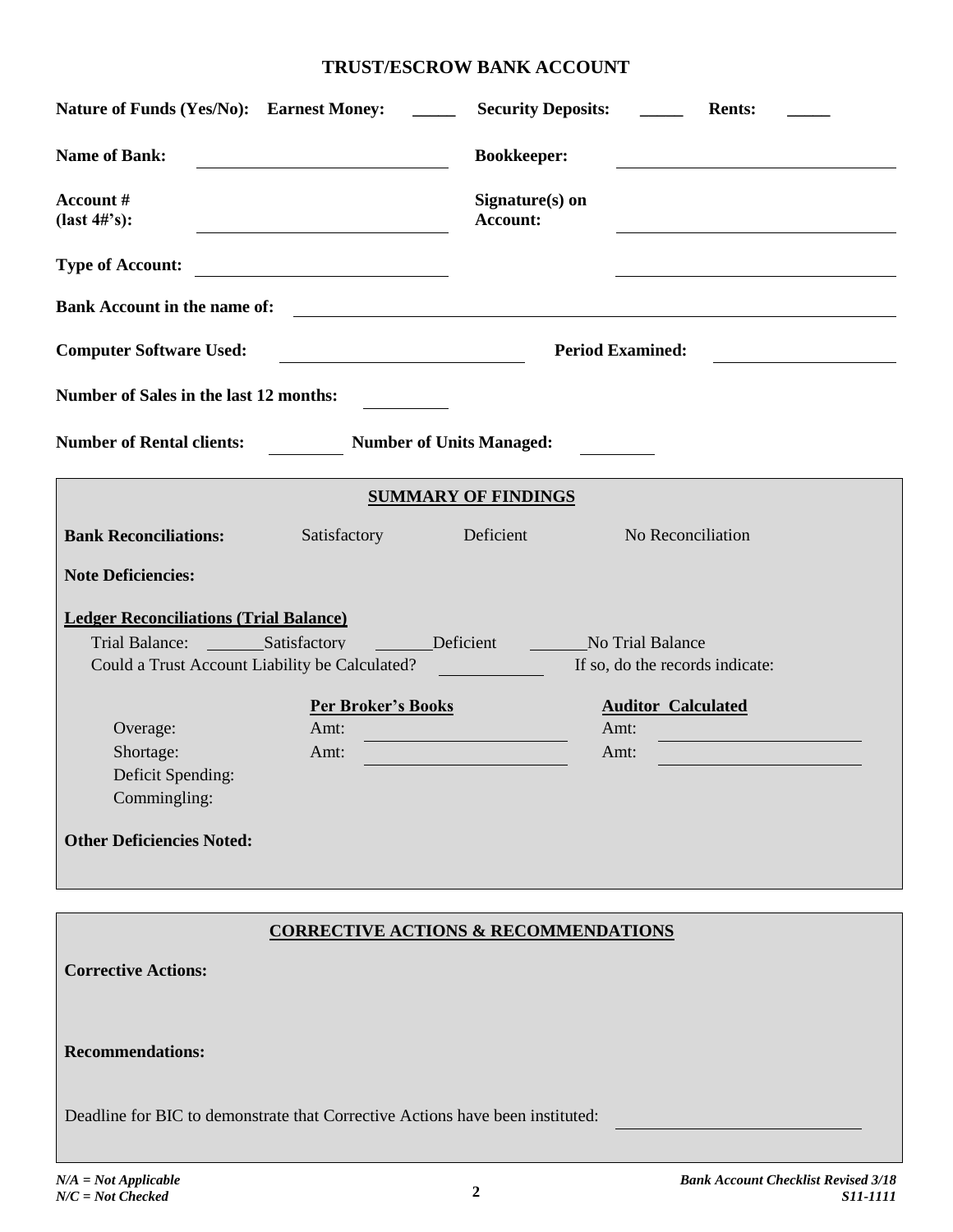# TRUST/ESCROW BANK ACCOUNT

**Nature of Funds (Yes/No):** **Earnest Money:** _____ **Security Deposits:** _____ **Rents:** _____

**Name of Bank:** ____________________ **Bookkeeper:** ____________________

**Account # (last 4#'s):** ____________________ **Signature(s) on Account:** ____________________

**Type of Account:** ____________________ ____________________

**Bank Account in the name of:** ________________________________________

**Computer Software Used:** ____________________ **Period Examined:** ____________________

**Number of Sales in the last 12 months:** __________

**Number of Rental clients:** __________ **Number of Units Managed:** __________

## SUMMARY OF FINDINGS

**Bank Reconciliations:** Satisfactory Deficient No Reconciliation

**Note Deficiencies:**

**Ledger Reconciliations (Trial Balance)**

Trial Balance: ______Satisfactory ______Deficient ______No Trial Balance

Could a Trust Account Liability be Calculated? __________ If so, do the records indicate:

| | Per Broker's Books | Auditor Calculated |
|---|---|---|
| Overage: | Amt: ____________ | Amt: ____________ |
| Shortage: | Amt: ____________ | Amt: ____________ |
| Deficit Spending: | | |
| Commingling: | | |

**Other Deficiencies Noted:**

## CORRECTIVE ACTIONS & RECOMMENDATIONS

**Corrective Actions:**

**Recommendations:**

Deadline for BIC to demonstrate that Corrective Actions have been instituted: ____________________

*N/A = Not Applicable*
*N/C = Not Checked*

*Bank Account Checklist Revised 3/18*
*S11-1111*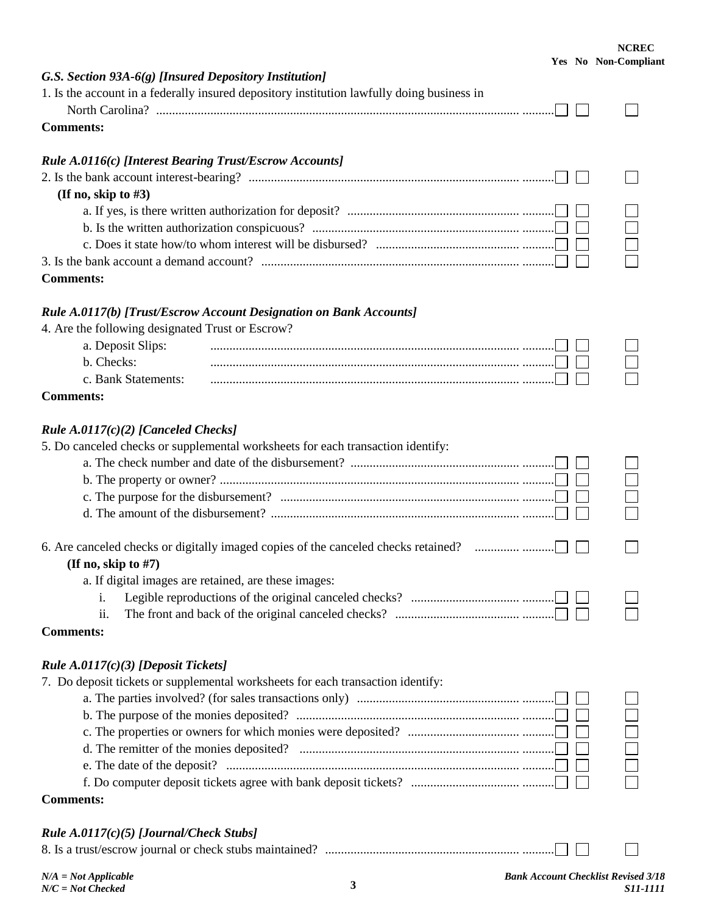| | Yes | No | NCREC Non-Compliant |
|---|---|---|---|
| ***G.S. Section 93A-6(g) [Insured Depository Institution]*** | | | |
| 1. Is the account in a federally insured depository institution lawfully doing business in North Carolina? | ☐ | ☐ | ☐ |
| **Comments:** | | | |
| ***Rule A.0116(c) [Interest Bearing Trust/Escrow Accounts]*** | | | |
| 2. Is the bank account interest-bearing? | ☐ | ☐ | ☐ |
| **(If no, skip to #3)** | | | |
| a. If yes, is there written authorization for deposit? | ☐ | ☐ | ☐ |
| b. Is the written authorization conspicuous? | ☐ | ☐ | ☐ |
| c. Does it state how/to whom interest will be disbursed? | ☐ | ☐ | ☐ |
| 3. Is the bank account a demand account? | ☐ | ☐ | ☐ |
| **Comments:** | | | |
| ***Rule A.0117(b) [Trust/Escrow Account Designation on Bank Accounts]*** | | | |
| 4. Are the following designated Trust or Escrow? | | | |
| a. Deposit Slips: | ☐ | ☐ | ☐ |
| b. Checks: | ☐ | ☐ | ☐ |
| c. Bank Statements: | ☐ | ☐ | ☐ |
| **Comments:** | | | |
| ***Rule A.0117(c)(2) [Canceled Checks]*** | | | |
| 5. Do canceled checks or supplemental worksheets for each transaction identify: | | | |
| a. The check number and date of the disbursement? | ☐ | ☐ | ☐ |
| b. The property or owner? | ☐ | ☐ | ☐ |
| c. The purpose for the disbursement? | ☐ | ☐ | ☐ |
| d. The amount of the disbursement? | ☐ | ☐ | ☐ |
| 6. Are canceled checks or digitally imaged copies of the canceled checks retained? | ☐ | ☐ | ☐ |
| **(If no, skip to #7)** | | | |
| a. If digital images are retained, are these images: | | | |
| i. Legible reproductions of the original canceled checks? | ☐ | ☐ | ☐ |
| ii. The front and back of the original canceled checks? | ☐ | ☐ | ☐ |
| **Comments:** | | | |
| ***Rule A.0117(c)(3) [Deposit Tickets]*** | | | |
| 7. Do deposit tickets or supplemental worksheets for each transaction identify: | | | |
| a. The parties involved? (for sales transactions only) | ☐ | ☐ | ☐ |
| b. The purpose of the monies deposited? | ☐ | ☐ | ☐ |
| c. The properties or owners for which monies were deposited? | ☐ | ☐ | ☐ |
| d. The remitter of the monies deposited? | ☐ | ☐ | ☐ |
| e. The date of the deposit? | ☐ | ☐ | ☐ |
| f. Do computer deposit tickets agree with bank deposit tickets? | ☐ | ☐ | ☐ |
| **Comments:** | | | |
| ***Rule A.0117(c)(5) [Journal/Check Stubs]*** | | | |
| 8. Is a trust/escrow journal or check stubs maintained? | ☐ | ☐ | ☐ |

*N/A = Not Applicable*
*N/C = Not Checked*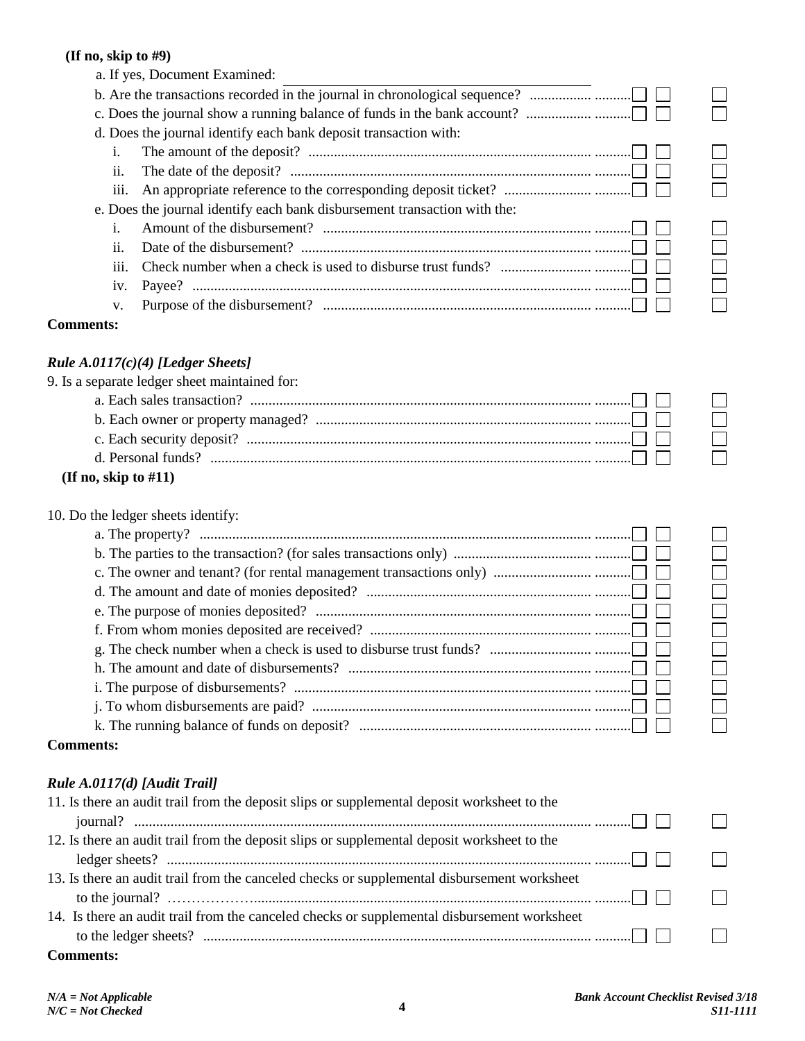**(If no, skip to #9)**

a. If yes, Document Examined: ______________________________

b. Are the transactions recorded in the journal in chronological sequence? ☐ ☐ ☐

c. Does the journal show a running balance of funds in the bank account? ☐ ☐ ☐

d. Does the journal identify each bank deposit transaction with:

i. The amount of the deposit? ☐ ☐ ☐

ii. The date of the deposit? ☐ ☐ ☐

iii. An appropriate reference to the corresponding deposit ticket? ☐ ☐ ☐

e. Does the journal identify each bank disbursement transaction with the:

i. Amount of the disbursement? ☐ ☐ ☐

ii. Date of the disbursement? ☐ ☐ ☐

iii. Check number when a check is used to disburse trust funds? ☐ ☐ ☐

iv. Payee? ☐ ☐ ☐

v. Purpose of the disbursement? ☐ ☐ ☐

**Comments:**

***Rule A.0117(c)(4) [Ledger Sheets]***

9. Is a separate ledger sheet maintained for:

a. Each sales transaction? ☐ ☐ ☐

b. Each owner or property managed? ☐ ☐ ☐

c. Each security deposit? ☐ ☐ ☐

d. Personal funds? ☐ ☐ ☐

**(If no, skip to #11)**

10. Do the ledger sheets identify:

a. The property? ☐ ☐ ☐

b. The parties to the transaction? (for sales transactions only) ☐ ☐ ☐

c. The owner and tenant? (for rental management transactions only) ☐ ☐ ☐

d. The amount and date of monies deposited? ☐ ☐ ☐

e. The purpose of monies deposited? ☐ ☐ ☐

f. From whom monies deposited are received? ☐ ☐ ☐

g. The check number when a check is used to disburse trust funds? ☐ ☐ ☐

h. The amount and date of disbursements? ☐ ☐ ☐

i. The purpose of disbursements? ☐ ☐ ☐

j. To whom disbursements are paid? ☐ ☐ ☐

k. The running balance of funds on deposit? ☐ ☐ ☐

**Comments:**

***Rule A.0117(d) [Audit Trail]***

11. Is there an audit trail from the deposit slips or supplemental deposit worksheet to the journal? ☐ ☐ ☐

12. Is there an audit trail from the deposit slips or supplemental deposit worksheet to the ledger sheets? ☐ ☐ ☐

13. Is there an audit trail from the canceled checks or supplemental disbursement worksheet to the journal? ☐ ☐ ☐

14. Is there an audit trail from the canceled checks or supplemental disbursement worksheet to the ledger sheets? ☐ ☐ ☐

**Comments:**

*N/A = Not Applicable*
*N/C = Not Checked*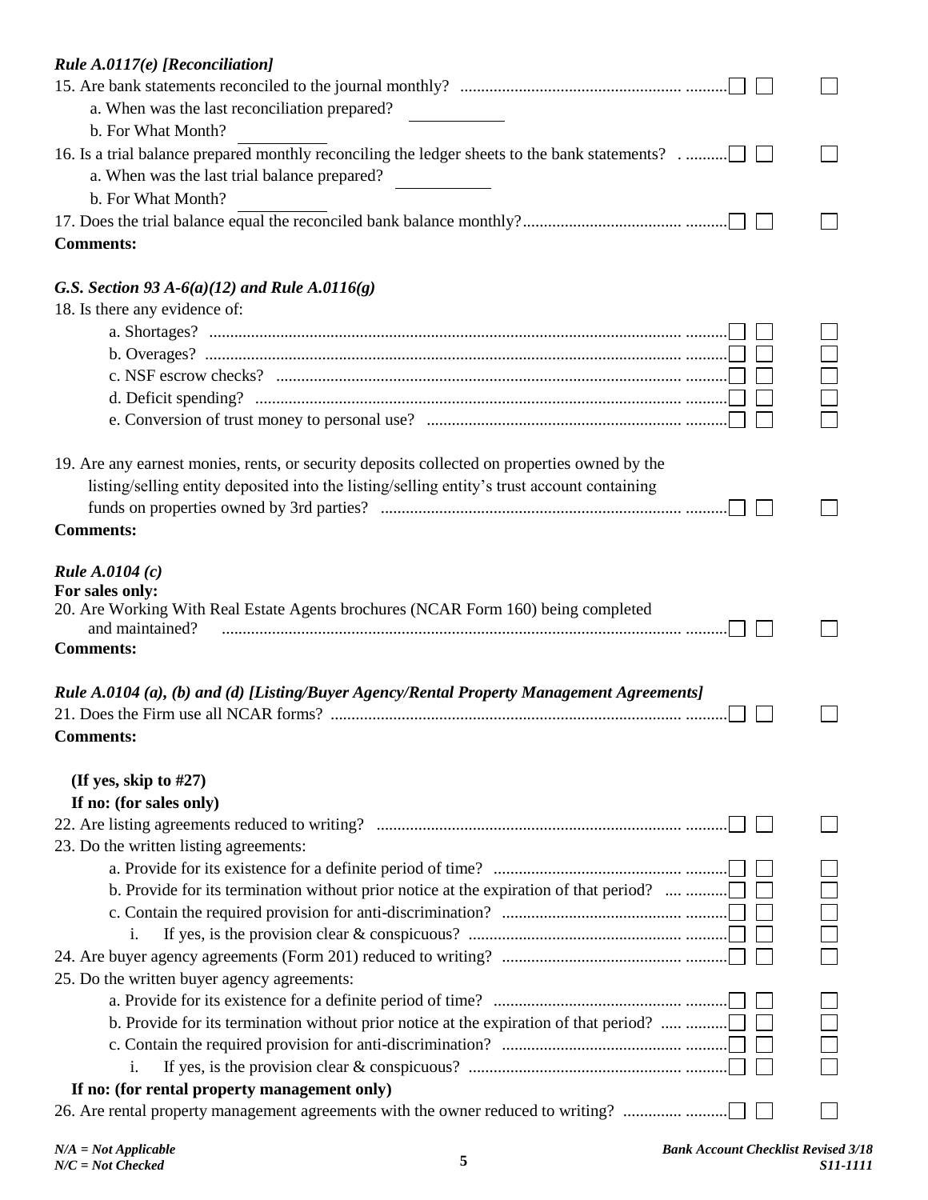*Rule A.0117(e) [Reconciliation]*

15. Are bank statements reconciled to the journal monthly? ☐ ☐ ☐
    a. When was the last reconciliation prepared? \_\_\_\_\_\_\_\_\_\_
    b. For What Month? \_\_\_\_\_\_\_\_\_\_
16. Is a trial balance prepared monthly reconciling the ledger sheets to the bank statements? ☐ ☐ ☐
    a. When was the last trial balance prepared? \_\_\_\_\_\_\_\_\_\_
    b. For What Month? \_\_\_\_\_\_\_\_\_\_
17. Does the trial balance equal the reconciled bank balance monthly? ☐ ☐ ☐

**Comments:**

*G.S. Section 93 A-6(a)(12) and Rule A.0116(g)*

18. Is there any evidence of:
    a. Shortages? ☐ ☐ ☐
    b. Overages? ☐ ☐ ☐
    c. NSF escrow checks? ☐ ☐ ☐
    d. Deficit spending? ☐ ☐ ☐
    e. Conversion of trust money to personal use? ☐ ☐ ☐
19. Are any earnest monies, rents, or security deposits collected on properties owned by the listing/selling entity deposited into the listing/selling entity's trust account containing funds on properties owned by 3rd parties? ☐ ☐ ☐

**Comments:**

*Rule A.0104 (c)*

**For sales only:**

20. Are Working With Real Estate Agents brochures (NCAR Form 160) being completed and maintained? ☐ ☐ ☐

**Comments:**

*Rule A.0104 (a), (b) and (d) [Listing/Buyer Agency/Rental Property Management Agreements]*

21. Does the Firm use all NCAR forms? ☐ ☐ ☐

**Comments:**

**(If yes, skip to #27)**

**If no: (for sales only)**

22. Are listing agreements reduced to writing? ☐ ☐ ☐
23. Do the written listing agreements:
    a. Provide for its existence for a definite period of time? ☐ ☐ ☐
    b. Provide for its termination without prior notice at the expiration of that period? ☐ ☐ ☐
    c. Contain the required provision for anti-discrimination? ☐ ☐ ☐
       i. If yes, is the provision clear & conspicuous? ☐ ☐ ☐
24. Are buyer agency agreements (Form 201) reduced to writing? ☐ ☐ ☐
25. Do the written buyer agency agreements:
    a. Provide for its existence for a definite period of time? ☐ ☐ ☐
    b. Provide for its termination without prior notice at the expiration of that period? ☐ ☐ ☐
    c. Contain the required provision for anti-discrimination? ☐ ☐ ☐
       i. If yes, is the provision clear & conspicuous? ☐ ☐ ☐

**If no: (for rental property management only)**

26. Are rental property management agreements with the owner reduced to writing? ☐ ☐ ☐

*N/A = Not Applicable*
*N/C = Not Checked*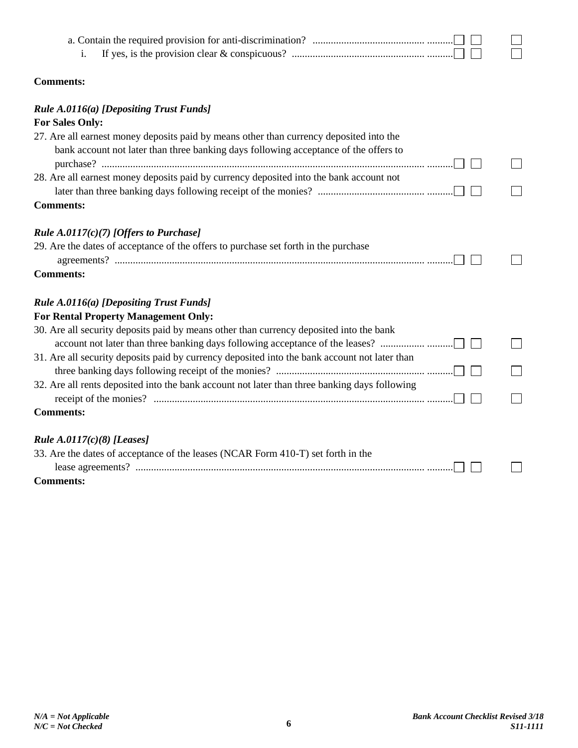a. Contain the required provision for anti-discrimination? ☐ ☐ ☐

i. If yes, is the provision clear & conspicuous? ☐ ☐ ☐

**Comments:**

***Rule A.0116(a) [Depositing Trust Funds]***

**For Sales Only:**

27. Are all earnest money deposits paid by means other than currency deposited into the bank account not later than three banking days following acceptance of the offers to purchase? ☐ ☐ ☐
28. Are all earnest money deposits paid by currency deposited into the bank account not later than three banking days following receipt of the monies? ☐ ☐ ☐

**Comments:**

***Rule A.0117(c)(7) [Offers to Purchase]***

29. Are the dates of acceptance of the offers to purchase set forth in the purchase agreements? ☐ ☐ ☐

**Comments:**

***Rule A.0116(a) [Depositing Trust Funds]***

**For Rental Property Management Only:**

30. Are all security deposits paid by means other than currency deposited into the bank account not later than three banking days following acceptance of the leases? ☐ ☐ ☐
31. Are all security deposits paid by currency deposited into the bank account not later than three banking days following receipt of the monies? ☐ ☐ ☐
32. Are all rents deposited into the bank account not later than three banking days following receipt of the monies? ☐ ☐ ☐

**Comments:**

***Rule A.0117(c)(8) [Leases]***

33. Are the dates of acceptance of the leases (NCAR Form 410-T) set forth in the lease agreements? ☐ ☐ ☐

**Comments:**

***N/A = Not Applicable***
***N/C = Not Checked***